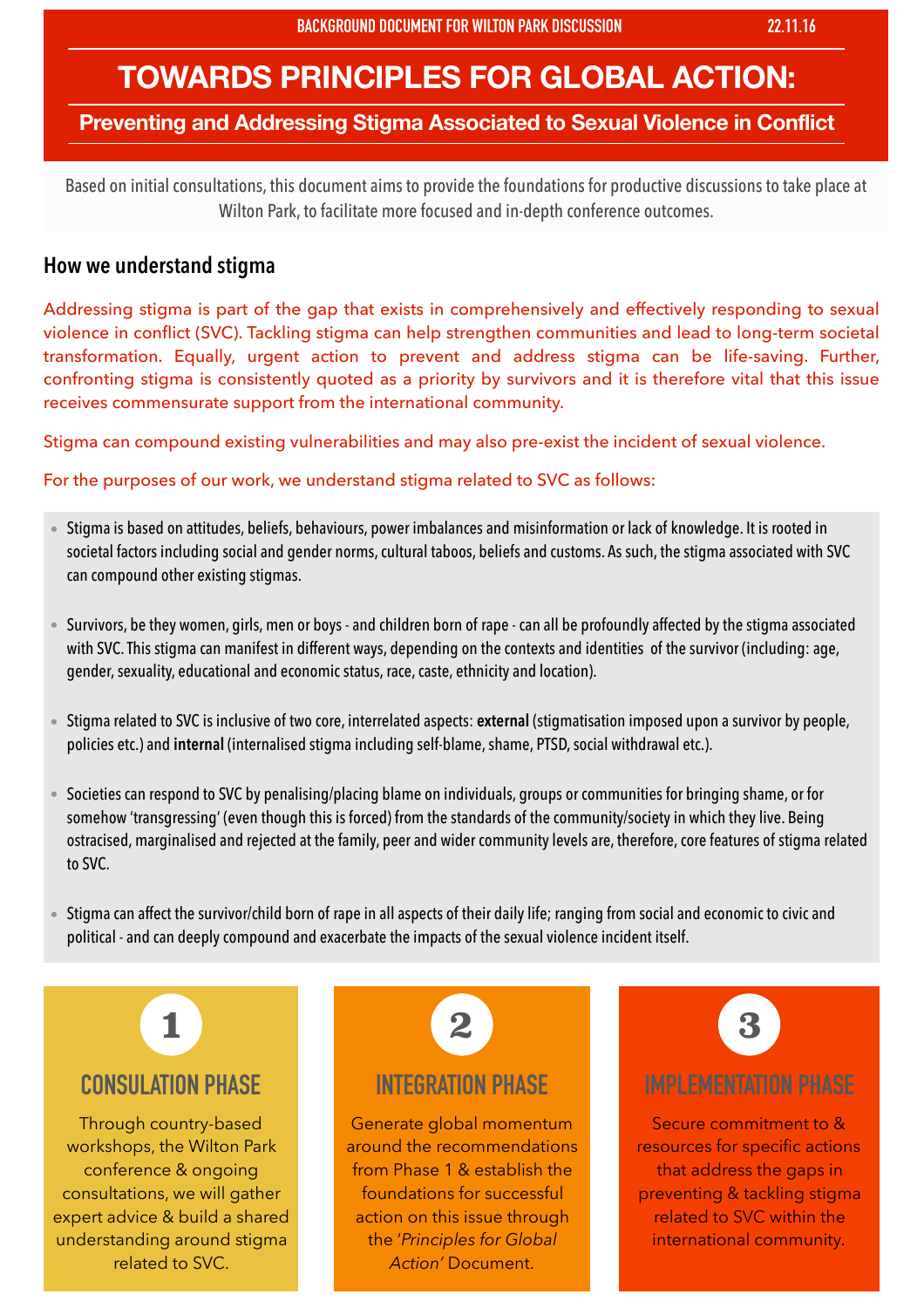BACKGROUND DOCUMENT FOR WILTON PARK DISCUSSION 22.11.16

# TOWARDS PRINCIPLES FOR GLOBAL ACTION:

## Preventing and Addressing Stigma Associated to Sexual Violence in Conflict

Based on initial consultations, this document aims to provide the foundations for productive discussions to take place at Wilton Park, to facilitate more focused and in-depth conference outcomes.

### How we understand stigma

Addressing stigma is part of the gap that exists in comprehensively and effectively responding to sexual violence in conflict (SVC). Tackling stigma can help strengthen communities and lead to long-term societal transformation. Equally, urgent action to prevent and address stigma can be life-saving. Further, confronting stigma is consistently quoted as a priority by survivors and it is therefore vital that this issue receives commensurate support from the international community.

Stigma can compound existing vulnerabilities and may also pre-exist the incident of sexual violence.

For the purposes of our work, we understand stigma related to SVC as follows:

- Stigma is based on attitudes, beliefs, behaviours, power imbalances and misinformation or lack of knowledge. It is rooted in societal factors including social and gender norms, cultural taboos, beliefs and customs. As such, the stigma associated with SVC can compound other existing stigmas.
- Survivors, be they women, girls, men or boys - and children born of rape - can all be profoundly affected by the stigma associated with SVC. This stigma can manifest in different ways, depending on the contexts and identities of the survivor (including: age, gender, sexuality, educational and economic status, race, caste, ethnicity and location).
- Stigma related to SVC is inclusive of two core, interrelated aspects: **external** (stigmatisation imposed upon a survivor by people, policies etc.) and **internal** (internalised stigma including self-blame, shame, PTSD, social withdrawal etc.).
- Societies can respond to SVC by penalising/placing blame on individuals, groups or communities for bringing shame, or for somehow 'transgressing' (even though this is forced) from the standards of the community/society in which they live. Being ostracised, marginalised and rejected at the family, peer and wider community levels are, therefore, core features of stigma related to SVC.
- Stigma can affect the survivor/child born of rape in all aspects of their daily life; ranging from social and economic to civic and political - and can deeply compound and exacerbate the impacts of the sexual violence incident itself.

**1 — CONSULATION PHASE**

Through country-based workshops, the Wilton Park conference & ongoing consultations, we will gather expert advice & build a shared understanding around stigma related to SVC.

**2 — INTEGRATION PHASE**

Generate global momentum around the recommendations from Phase 1 & establish the foundations for successful action on this issue through the '*Principles for Global Action*' Document.

**3 — IMPLEMENTATION PHASE**

Secure commitment to & resources for specific actions that address the gaps in preventing & tackling stigma related to SVC within the international community.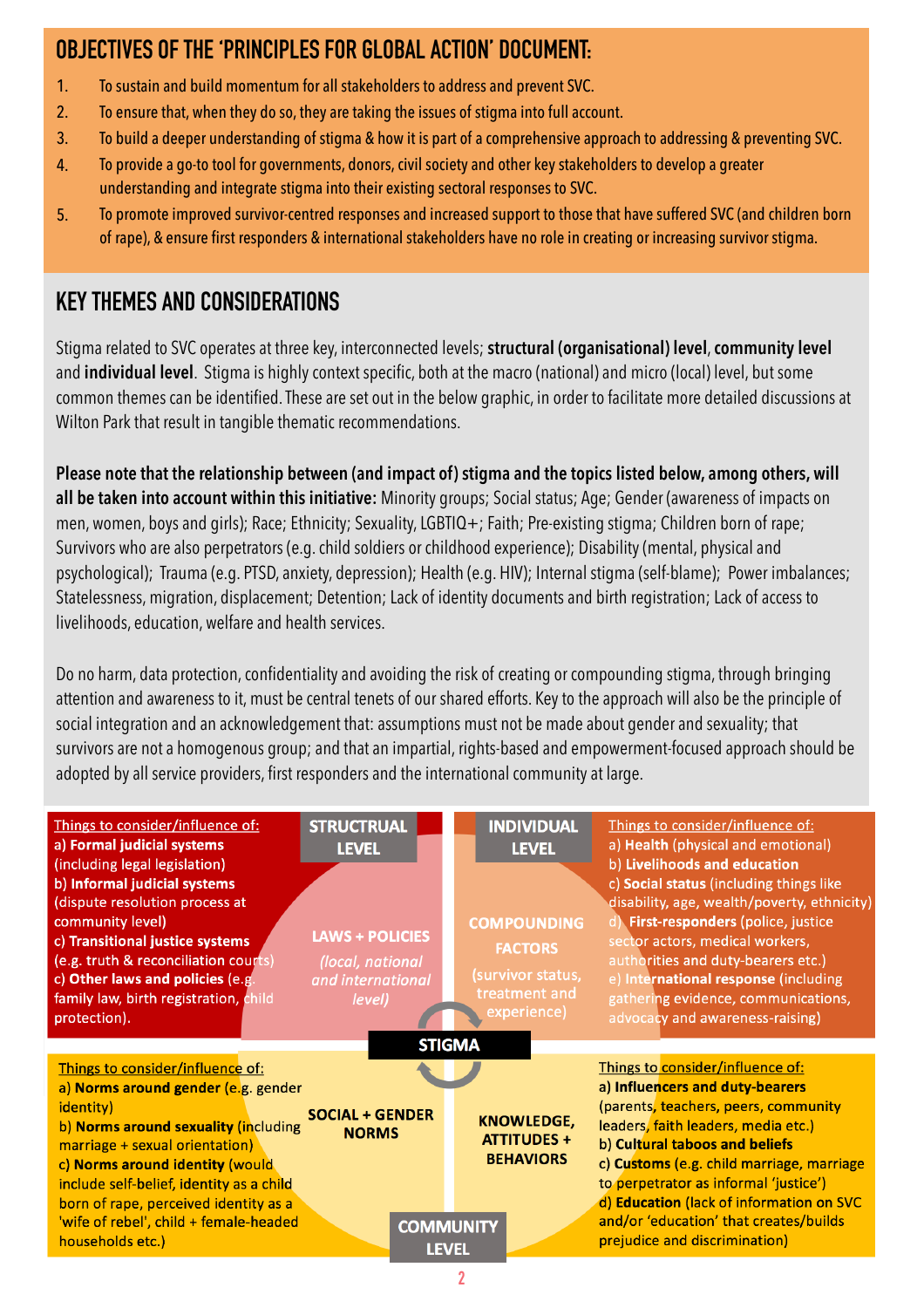## OBJECTIVES OF THE 'PRINCIPLES FOR GLOBAL ACTION' DOCUMENT:

1. To sustain and build momentum for all stakeholders to address and prevent SVC.
2. To ensure that, when they do so, they are taking the issues of stigma into full account.
3. To build a deeper understanding of stigma & how it is part of a comprehensive approach to addressing & preventing SVC.
4. To provide a go-to tool for governments, donors, civil society and other key stakeholders to develop a greater understanding and integrate stigma into their existing sectoral responses to SVC.
5. To promote improved survivor-centred responses and increased support to those that have suffered SVC (and children born of rape), & ensure first responders & international stakeholders have no role in creating or increasing survivor stigma.

## KEY THEMES AND CONSIDERATIONS

Stigma related to SVC operates at three key, interconnected levels; **structural (organisational) level**, **community level** and **individual level**. Stigma is highly context specific, both at the macro (national) and micro (local) level, but some common themes can be identified. These are set out in the below graphic, in order to facilitate more detailed discussions at Wilton Park that result in tangible thematic recommendations.

**Please note that the relationship between (and impact of) stigma and the topics listed below, among others, will all be taken into account within this initiative:** Minority groups; Social status; Age; Gender (awareness of impacts on men, women, boys and girls); Race; Ethnicity; Sexuality, LGBTIQ+; Faith; Pre-existing stigma; Children born of rape; Survivors who are also perpetrators (e.g. child soldiers or childhood experience); Disability (mental, physical and psychological); Trauma (e.g. PTSD, anxiety, depression); Health (e.g. HIV); Internal stigma (self-blame); Power imbalances; Statelessness, migration, displacement; Detention; Lack of identity documents and birth registration; Lack of access to livelihoods, education, welfare and health services.

Do no harm, data protection, confidentiality and avoiding the risk of creating or compounding stigma, through bringing attention and awareness to it, must be central tenets of our shared efforts. Key to the approach will also be the principle of social integration and an acknowledgement that: assumptions must not be made about gender and sexuality; that survivors are not a homogenous group; and that an impartial, rights-based and empowerment-focused approach should be adopted by all service providers, first responders and the international community at large.

STRUCTRUAL LEVEL

LAWS + POLICIES
*(local, national and international level)*

Things to consider/influence of:
a) **Formal judicial systems** (including legal legislation)
b) **Informal judicial systems** (dispute resolution process at community level)
c) **Transitional justice systems** (e.g. truth & reconciliation courts)
c) **Other laws and policies** (e.g. family law, birth registration, child protection).

INDIVIDUAL LEVEL

COMPOUNDING FACTORS
(survivor status, treatment and experience)

Things to consider/influence of:
a) **Health** (physical and emotional)
b) **Livelihoods and education**
c) **Social status** (including things like disability, age, wealth/poverty, ethnicity)
d) **First-responders** (police, justice sector actors, medical workers, authorities and duty-bearers etc.)
e) **International response** (including gathering evidence, communications, advocacy and awareness-raising)

STIGMA

COMMUNITY LEVEL

SOCIAL + GENDER NORMS

Things to consider/influence of:
a) **Norms around gender** (e.g. gender identity)
b) **Norms around sexuality** (including marriage + sexual orientation)
c) **Norms around identity** (would include self-belief, identity as a child born of rape, perceived identity as a 'wife of rebel', child + female-headed households etc.)

KNOWLEDGE, ATTITUDES + BEHAVIORS

Things to consider/influence of:
a) **Influencers and duty-bearers** (parents, teachers, peers, community leaders, faith leaders, media etc.)
b) **Cultural taboos and beliefs**
c) **Customs** (e.g. child marriage, marriage to perpetrator as informal 'justice')
d) **Education** (lack of information on SVC and/or 'education' that creates/builds prejudice and discrimination)